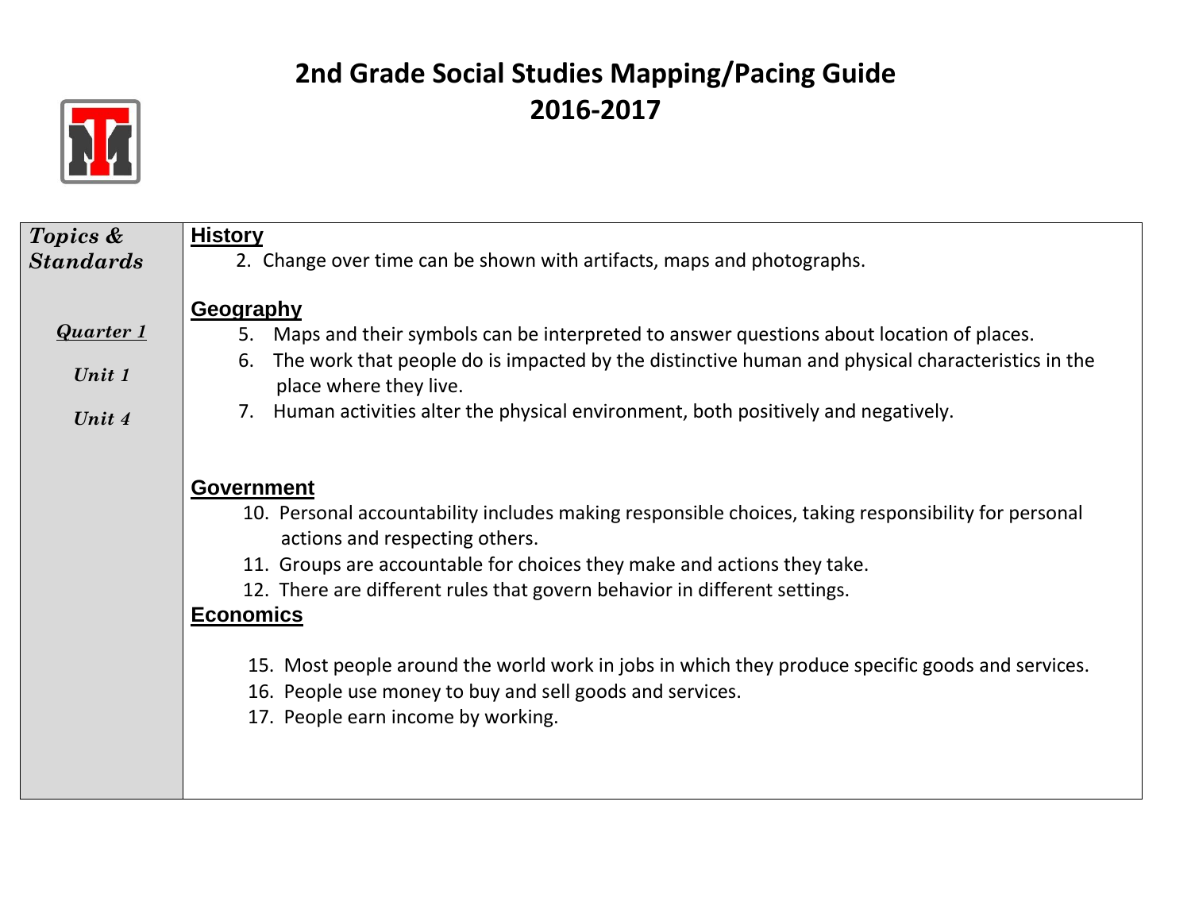# 2nd Grade Social Studies Mapping/Pacing Guide
# 2016-2017

| ***Topics & Standards*** | |
|---|---|
| ***Quarter 1***<br><br>***Unit 1***<br><br>***Unit 4*** | **History**<br>2. Change over time can be shown with artifacts, maps and photographs.<br><br>**Geography**<br>5. Maps and their symbols can be interpreted to answer questions about location of places.<br>6. The work that people do is impacted by the distinctive human and physical characteristics in the place where they live.<br>7. Human activities alter the physical environment, both positively and negatively.<br><br>**Government**<br>10. Personal accountability includes making responsible choices, taking responsibility for personal actions and respecting others.<br>11. Groups are accountable for choices they make and actions they take.<br>12. There are different rules that govern behavior in different settings.<br><br>**Economics**<br>15. Most people around the world work in jobs in which they produce specific goods and services.<br>16. People use money to buy and sell goods and services.<br>17. People earn income by working. |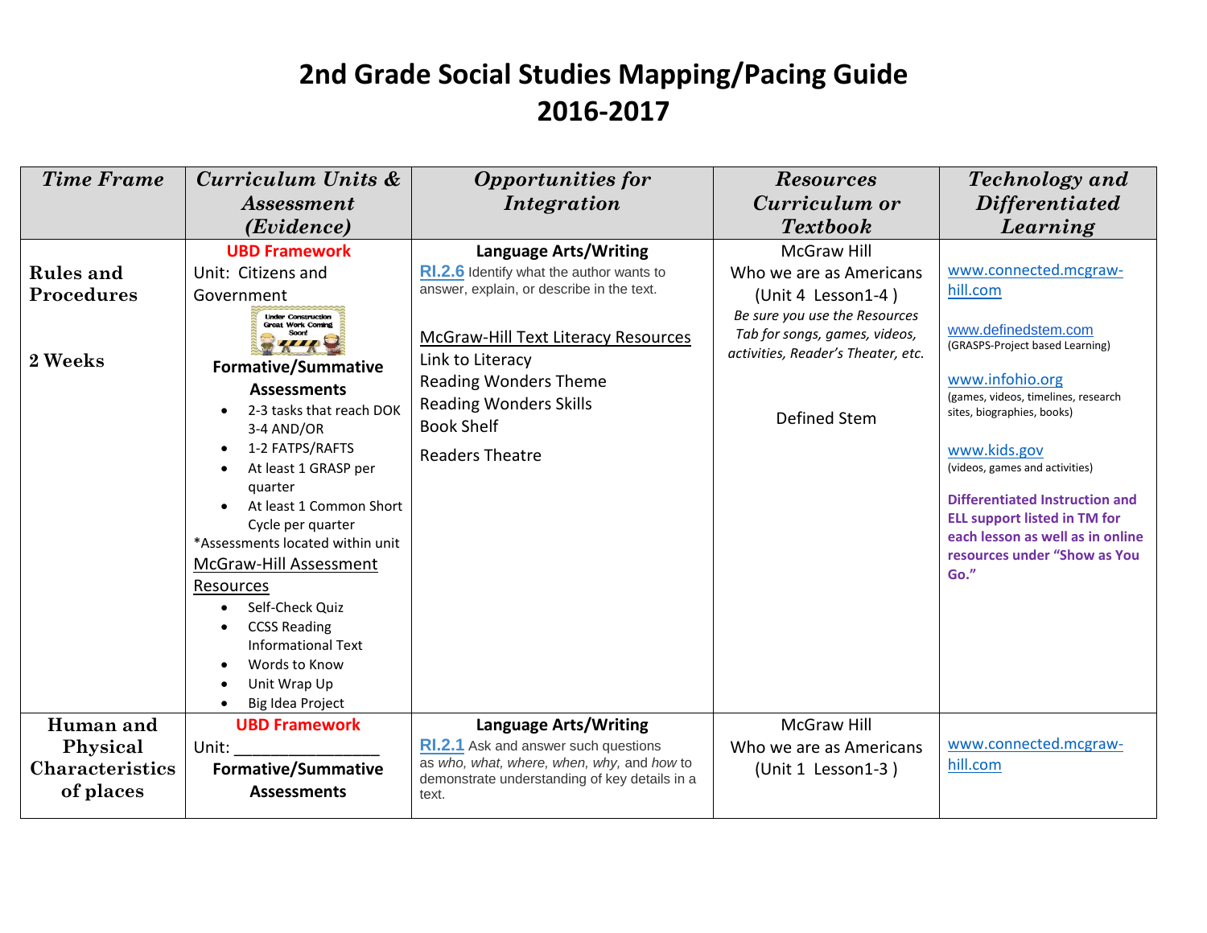# 2nd Grade Social Studies Mapping/Pacing Guide
# 2016-2017

| *Time Frame* | *Curriculum Units & Assessment (Evidence)* | *Opportunities for Integration* | *Resources Curriculum or Textbook* | *Technology and Differentiated Learning* |
|---|---|---|---|---|
| **Rules and Procedures**<br><br>**2 Weeks** | **UBD Framework**<br>Unit: Citizens and Government<br>Under Construction Great Work Coming Soon!<br>**Formative/Summative Assessments**<br>• 2-3 tasks that reach DOK 3-4 AND/OR<br>• 1-2 FATPS/RAFTS<br>• At least 1 GRASP per quarter<br>• At least 1 Common Short Cycle per quarter<br>*Assessments located within unit<br>McGraw-Hill Assessment Resources<br>• Self-Check Quiz<br>• CCSS Reading Informational Text<br>• Words to Know<br>• Unit Wrap Up<br>• Big Idea Project | **Language Arts/Writing**<br>**RI.2.6** Identify what the author wants to answer, explain, or describe in the text.<br><br>McGraw-Hill Text Literacy Resources<br>Link to Literacy<br>Reading Wonders Theme<br>Reading Wonders Skills<br>Book Shelf<br>Readers Theatre | McGraw Hill<br>Who we are as Americans<br>(Unit 4 Lesson1-4 )<br>*Be sure you use the Resources Tab for songs, games, videos, activities, Reader's Theater, etc.*<br><br>Defined Stem | www.connected.mcgraw-hill.com<br><br>www.definedstem.com<br>(GRASPS-Project based Learning)<br><br>www.infohio.org<br>(games, videos, timelines, research sites, biographies, books)<br><br>www.kids.gov<br>(videos, games and activities)<br><br>**Differentiated Instruction and ELL support listed in TM for each lesson as well as in online resources under "Show as You Go."** |
| **Human and Physical Characteristics of places** | **UBD Framework**<br>Unit: _______________<br>**Formative/Summative Assessments** | **Language Arts/Writing**<br>**RI.2.1** Ask and answer such questions as *who, what, where, when, why,* and *how* to demonstrate understanding of key details in a text. | McGraw Hill<br>Who we are as Americans<br>(Unit 1 Lesson1-3 ) | www.connected.mcgraw-hill.com |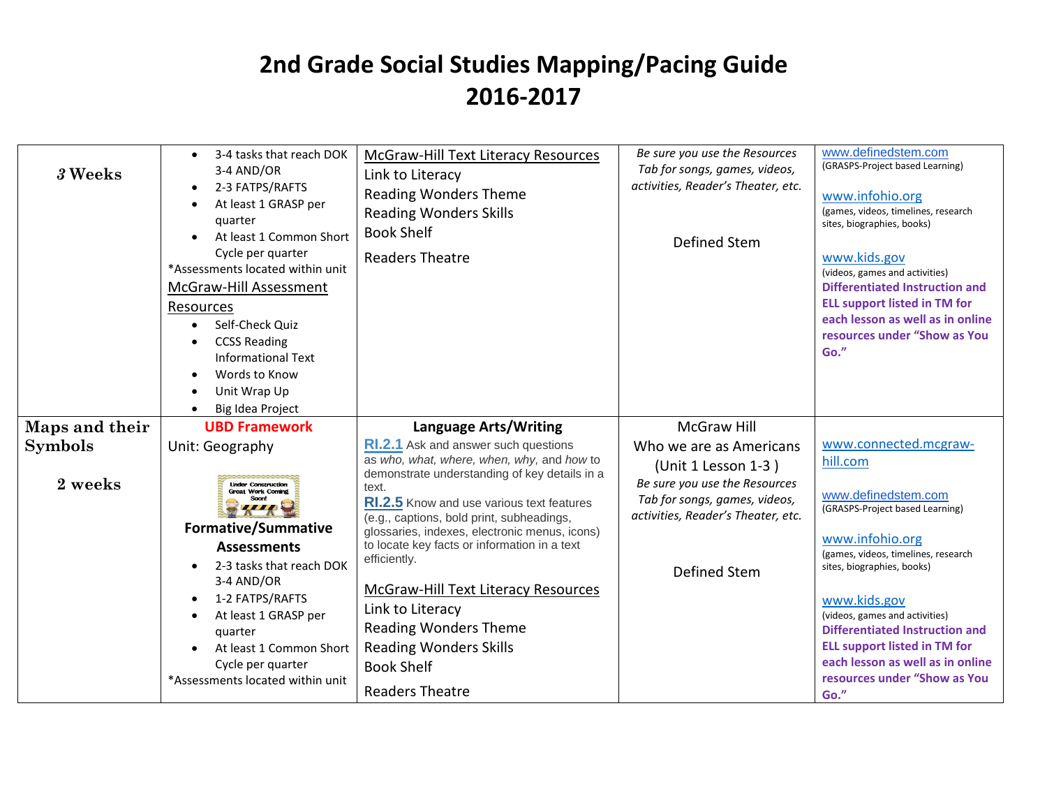# 2nd Grade Social Studies Mapping/Pacing Guide
# 2016-2017

| | | | | |
|---|---|---|---|---|
| ***3* Weeks** | • 3-4 tasks that reach DOK 3-4 AND/OR<br>• 2-3 FATPS/RAFTS<br>• At least 1 GRASP per quarter<br>• At least 1 Common Short Cycle per quarter<br>*Assessments located within unit<br>McGraw-Hill Assessment Resources<br>• Self-Check Quiz<br>• CCSS Reading Informational Text<br>• Words to Know<br>• Unit Wrap Up<br>• Big Idea Project | McGraw-Hill Text Literacy Resources<br>Link to Literacy<br>Reading Wonders Theme<br>Reading Wonders Skills<br>Book Shelf<br>Readers Theatre | *Be sure you use the Resources Tab for songs, games, videos, activities, Reader's Theater, etc.*<br><br>Defined Stem | www.definedstem.com<br>(GRASPS-Project based Learning)<br><br>www.infohio.org<br>(games, videos, timelines, research sites, biographies, books)<br><br>www.kids.gov<br>(videos, games and activities)<br>**Differentiated Instruction and ELL support listed in TM for each lesson as well as in online resources under "Show as You Go."** |
| **Maps and their Symbols**<br><br>**2 weeks** | **UBD Framework**<br>Unit: Geography<br>Under Construction Great Work Coming Soon!<br>**Formative/Summative Assessments**<br>• 2-3 tasks that reach DOK 3-4 AND/OR<br>• 1-2 FATPS/RAFTS<br>• At least 1 GRASP per quarter<br>• At least 1 Common Short Cycle per quarter<br>*Assessments located within unit | **Language Arts/Writing**<br>**RI.2.1** Ask and answer such questions as *who, what, where, when, why,* and *how* to demonstrate understanding of key details in a text.<br>**RI.2.5** Know and use various text features (e.g., captions, bold print, subheadings, glossaries, indexes, electronic menus, icons) to locate key facts or information in a text efficiently.<br><br>McGraw-Hill Text Literacy Resources<br>Link to Literacy<br>Reading Wonders Theme<br>Reading Wonders Skills<br>Book Shelf<br>Readers Theatre | McGraw Hill<br>Who we are as Americans<br>(Unit 1 Lesson 1-3 )<br>*Be sure you use the Resources Tab for songs, games, videos, activities, Reader's Theater, etc.*<br><br>Defined Stem | www.connected.mcgraw-hill.com<br><br>www.definedstem.com<br>(GRASPS-Project based Learning)<br><br>www.infohio.org<br>(games, videos, timelines, research sites, biographies, books)<br><br>www.kids.gov<br>(videos, games and activities)<br>**Differentiated Instruction and ELL support listed in TM for each lesson as well as in online resources under "Show as You Go."** |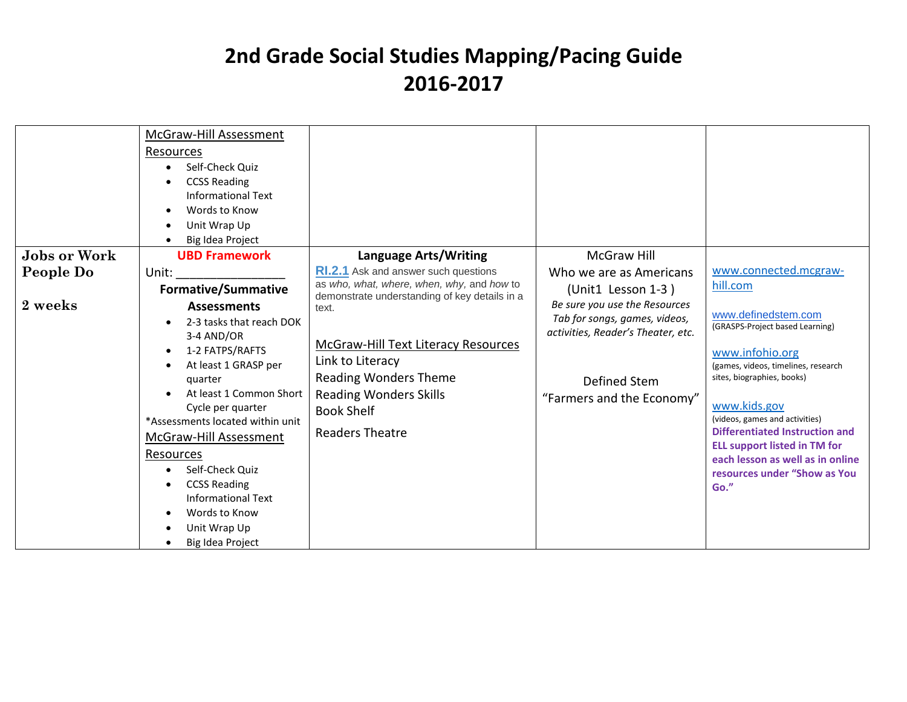# 2nd Grade Social Studies Mapping/Pacing Guide 2016-2017

| | | | | |
|---|---|---|---|---|
| | McGraw-Hill Assessment Resources<br>• Self-Check Quiz<br>• CCSS Reading Informational Text<br>• Words to Know<br>• Unit Wrap Up<br>• Big Idea Project | | | |
| **Jobs or Work People Do**<br><br>**2 weeks** | **UBD Framework**<br>Unit: ________________<br>**Formative/Summative Assessments**<br>• 2-3 tasks that reach DOK 3-4 AND/OR<br>• 1-2 FATPS/RAFTS<br>• At least 1 GRASP per quarter<br>• At least 1 Common Short Cycle per quarter<br>*Assessments located within unit<br>McGraw-Hill Assessment Resources<br>• Self-Check Quiz<br>• CCSS Reading Informational Text<br>• Words to Know<br>• Unit Wrap Up<br>• Big Idea Project | **Language Arts/Writing**<br>**RI.2.1** Ask and answer such questions as *who*, *what*, *where*, *when*, *why*, and *how* to demonstrate understanding of key details in a text.<br><br>McGraw-Hill Text Literacy Resources<br>Link to Literacy<br>Reading Wonders Theme<br>Reading Wonders Skills<br>Book Shelf<br>Readers Theatre | McGraw Hill<br>Who we are as Americans<br>(Unit1 Lesson 1-3 )<br>*Be sure you use the Resources Tab for songs, games, videos, activities, Reader's Theater, etc.*<br><br>Defined Stem<br>"Farmers and the Economy" | www.connected.mcgraw-hill.com<br><br>www.definedstem.com<br>(GRASPS-Project based Learning)<br><br>www.infohio.org<br>(games, videos, timelines, research sites, biographies, books)<br><br>www.kids.gov<br>(videos, games and activities)<br>**Differentiated Instruction and ELL support listed in TM for each lesson as well as in online resources under "Show as You Go."** |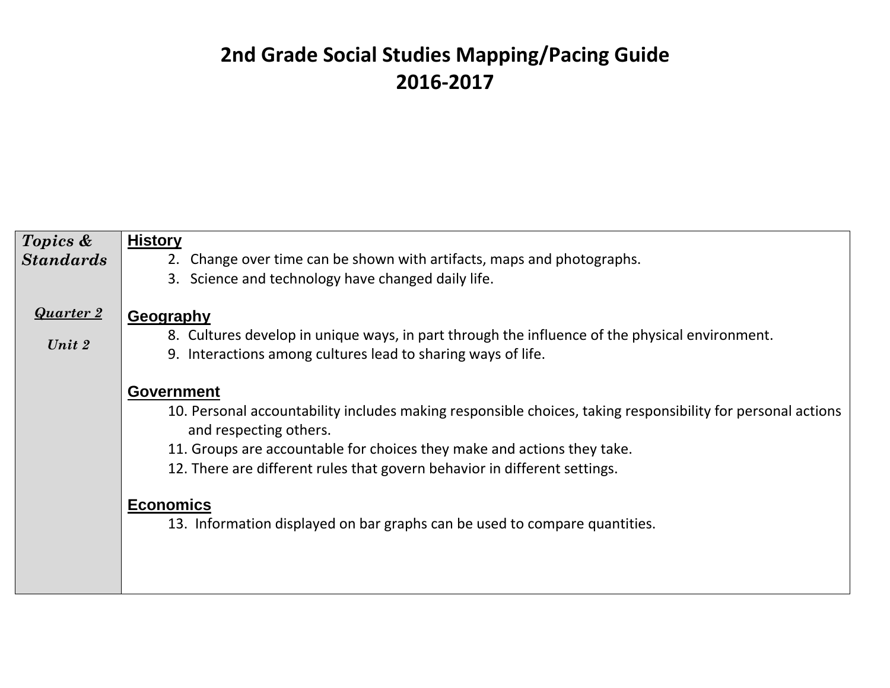# 2nd Grade Social Studies Mapping/Pacing Guide
# 2016-2017

| *Topics & Standards* | |
|---|---|
| ***Quarter 2*** <br> ***Unit 2*** | **History**<br>2. Change over time can be shown with artifacts, maps and photographs.<br>3. Science and technology have changed daily life.<br><br>**Geography**<br>8. Cultures develop in unique ways, in part through the influence of the physical environment.<br>9. Interactions among cultures lead to sharing ways of life.<br><br>**Government**<br>10. Personal accountability includes making responsible choices, taking responsibility for personal actions and respecting others.<br>11. Groups are accountable for choices they make and actions they take.<br>12. There are different rules that govern behavior in different settings.<br><br>**Economics**<br>13. Information displayed on bar graphs can be used to compare quantities. |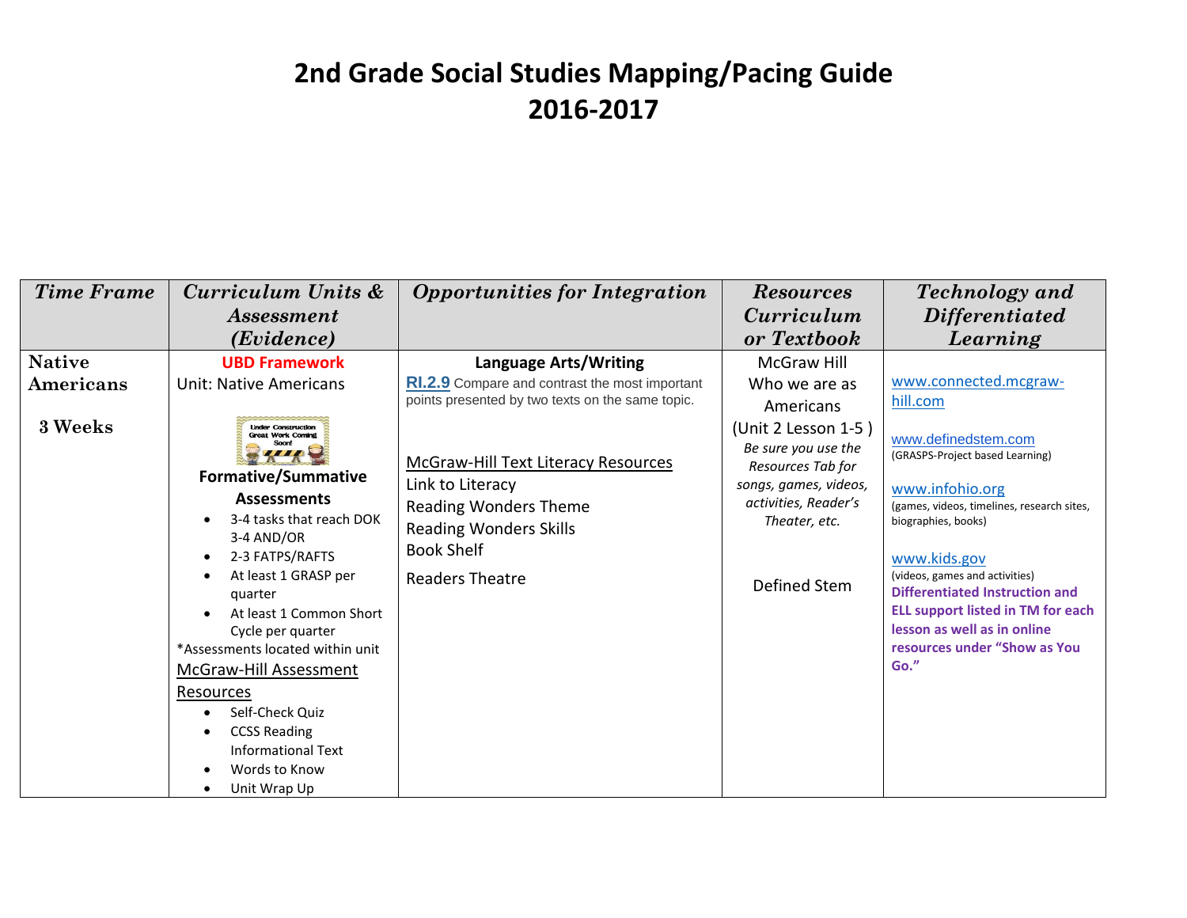# 2nd Grade Social Studies Mapping/Pacing Guide
# 2016-2017

| *Time Frame* | *Curriculum Units & Assessment (Evidence)* | *Opportunities for Integration* | *Resources Curriculum or Textbook* | *Technology and Differentiated Learning* |
|---|---|---|---|---|
| **Native Americans**<br><br>**3 Weeks** | **UBD Framework**<br>Unit: Native Americans<br><br>Under Construction Great Work Coming Soon!<br><br>**Formative/Summative Assessments**<br>• 3-4 tasks that reach DOK 3-4 AND/OR<br>• 2-3 FATPS/RAFTS<br>• At least 1 GRASP per quarter<br>• At least 1 Common Short Cycle per quarter<br>*Assessments located within unit<br>McGraw-Hill Assessment Resources<br>• Self-Check Quiz<br>• CCSS Reading Informational Text<br>• Words to Know<br>• Unit Wrap Up | **Language Arts/Writing**<br>**RI.2.9** Compare and contrast the most important points presented by two texts on the same topic.<br><br>McGraw-Hill Text Literacy Resources<br>Link to Literacy<br>Reading Wonders Theme<br>Reading Wonders Skills<br>Book Shelf<br>Readers Theatre | McGraw Hill<br>Who we are as Americans<br>(Unit 2 Lesson 1-5 )<br>*Be sure you use the Resources Tab for songs, games, videos, activities, Reader's Theater, etc.*<br><br>Defined Stem | www.connected.mcgraw-hill.com<br><br>www.definedstem.com<br>(GRASPS-Project based Learning)<br><br>www.infohio.org<br>(games, videos, timelines, research sites, biographies, books)<br><br>www.kids.gov<br>(videos, games and activities)<br>**Differentiated Instruction and ELL support listed in TM for each lesson as well as in online resources under "Show as You Go."** |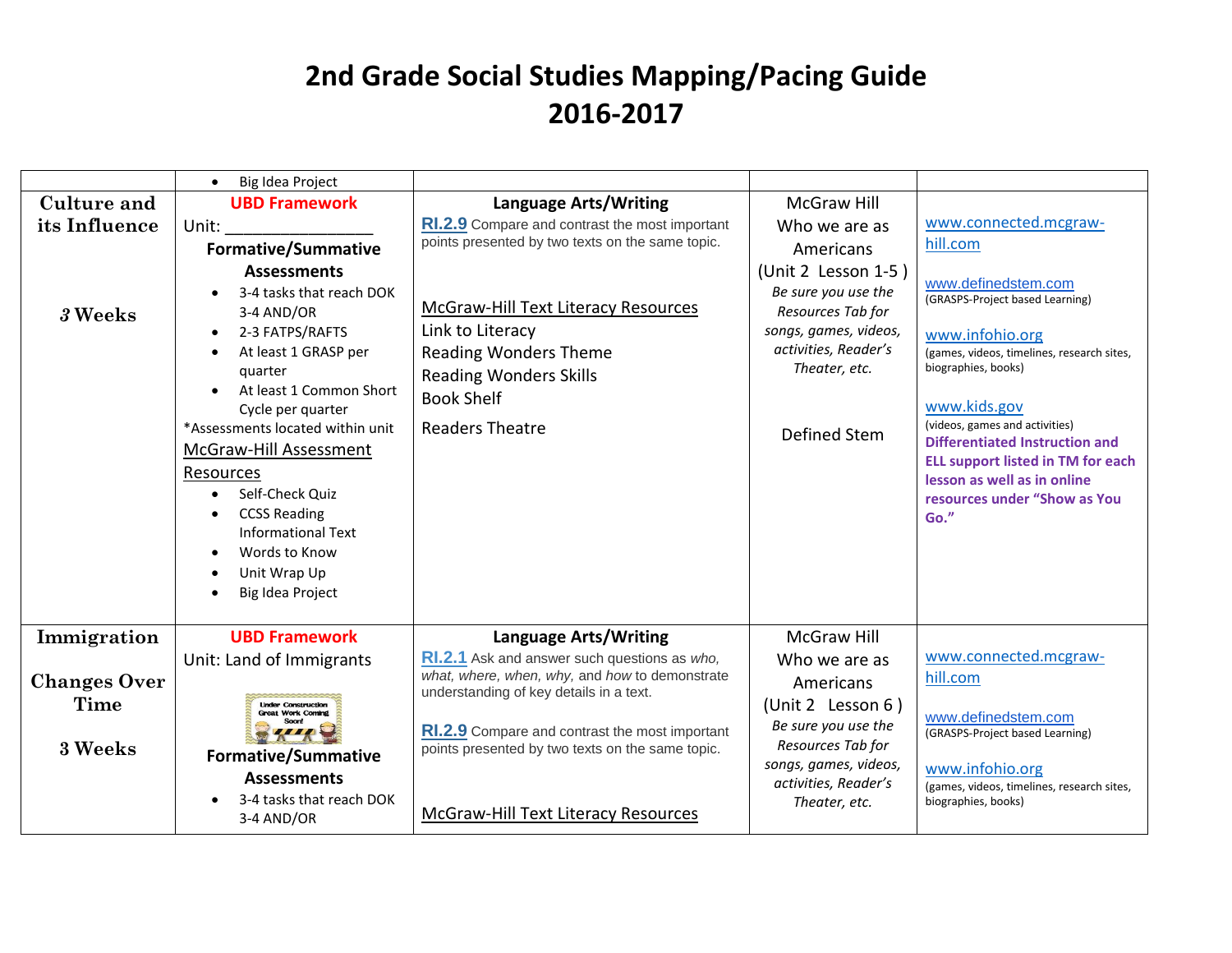# 2nd Grade Social Studies Mapping/Pacing Guide 2016-2017

| | | | | |
|---|---|---|---|---|
| | • Big Idea Project | | | |
| **Culture and its Influence**<br><br>*3* **Weeks** | **UBD Framework**<br>Unit: ________________<br>**Formative/Summative Assessments**<br>• 3-4 tasks that reach DOK 3-4 AND/OR<br>• 2-3 FATPS/RAFTS<br>• At least 1 GRASP per quarter<br>• At least 1 Common Short Cycle per quarter<br>*Assessments located within unit<br>McGraw-Hill Assessment Resources<br>• Self-Check Quiz<br>• CCSS Reading Informational Text<br>• Words to Know<br>• Unit Wrap Up<br>• Big Idea Project | **Language Arts/Writing**<br>**RI.2.9** Compare and contrast the most important points presented by two texts on the same topic.<br><br>McGraw-Hill Text Literacy Resources<br>Link to Literacy<br>Reading Wonders Theme<br>Reading Wonders Skills<br>Book Shelf<br>Readers Theatre | McGraw Hill<br>Who we are as Americans<br>(Unit 2 Lesson 1-5 )<br>*Be sure you use the Resources Tab for songs, games, videos, activities, Reader's Theater, etc.*<br><br>Defined Stem | www.connected.mcgraw-hill.com<br><br>www.definedstem.com<br>(GRASPS-Project based Learning)<br><br>www.infohio.org<br>(games, videos, timelines, research sites, biographies, books)<br><br>www.kids.gov<br>(videos, games and activities)<br>**Differentiated Instruction and ELL support listed in TM for each lesson as well as in online resources under "Show as You Go."** |
| **Immigration**<br><br>**Changes Over Time**<br><br>**3 Weeks** | **UBD Framework**<br>Unit: Land of Immigrants<br>Under Construction Great Work Coming Soon!<br>**Formative/Summative Assessments**<br>• 3-4 tasks that reach DOK 3-4 AND/OR | **Language Arts/Writing**<br>**RI.2.1** Ask and answer such questions as *who, what, where, when, why,* and *how* to demonstrate understanding of key details in a text.<br><br>**RI.2.9** Compare and contrast the most important points presented by two texts on the same topic.<br><br>McGraw-Hill Text Literacy Resources | McGraw Hill<br>Who we are as Americans<br>(Unit 2 Lesson 6 )<br>*Be sure you use the Resources Tab for songs, games, videos, activities, Reader's Theater, etc.* | www.connected.mcgraw-hill.com<br><br>www.definedstem.com<br>(GRASPS-Project based Learning)<br><br>www.infohio.org<br>(games, videos, timelines, research sites, biographies, books) |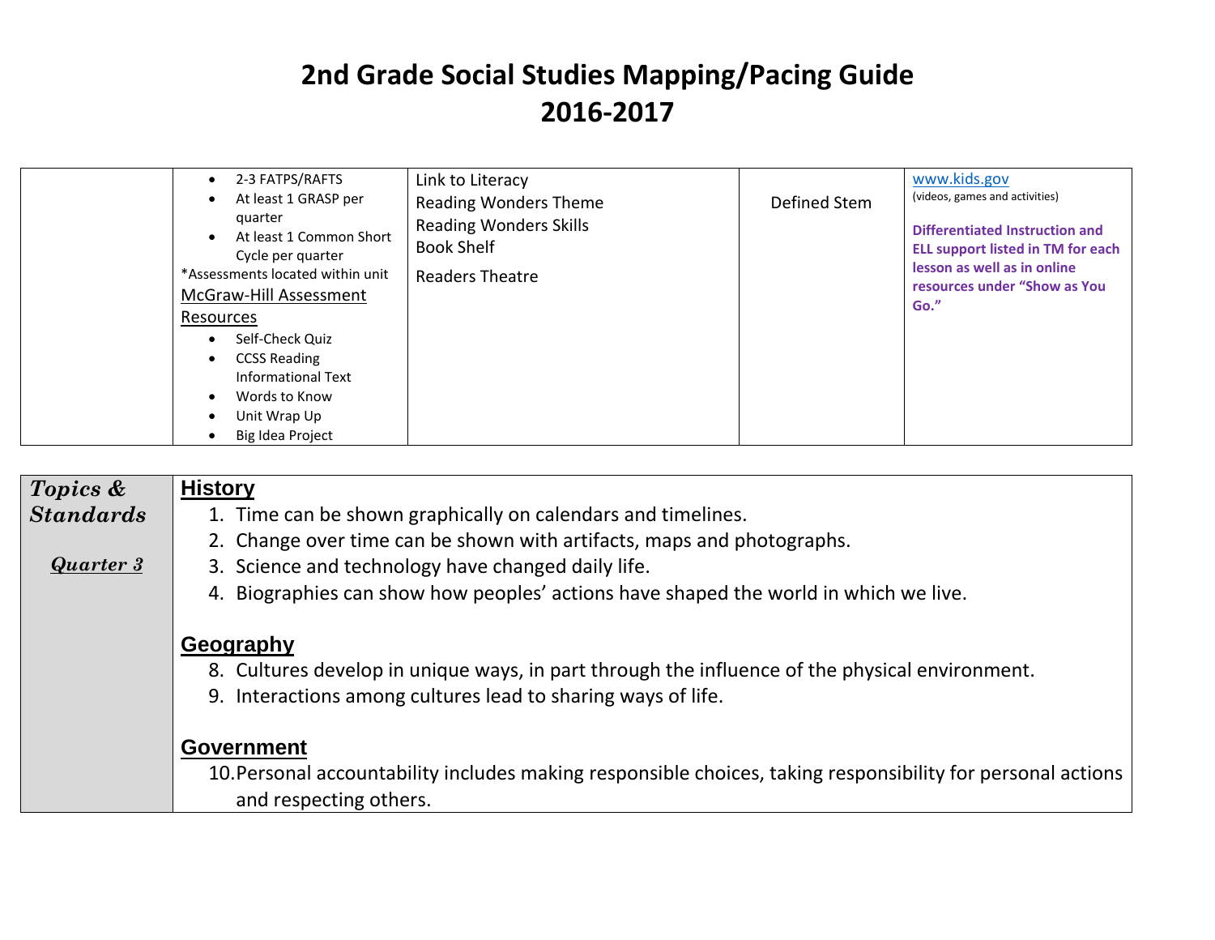# 2nd Grade Social Studies Mapping/Pacing Guide
# 2016-2017

| | | | | |
|---|---|---|---|---|
| | • 2-3 FATPS/RAFTS<br>• At least 1 GRASP per quarter<br>• At least 1 Common Short Cycle per quarter<br>*Assessments located within unit<br>McGraw-Hill Assessment Resources<br>• Self-Check Quiz<br>• CCSS Reading Informational Text<br>• Words to Know<br>• Unit Wrap Up<br>• Big Idea Project | Link to Literacy<br>Reading Wonders Theme<br>Reading Wonders Skills<br>Book Shelf<br>Readers Theatre | Defined Stem | www.kids.gov<br>(videos, games and activities)<br>**Differentiated Instruction and ELL support listed in TM for each lesson as well as in online resources under "Show as You Go."** |

| | |
|---|---|
| ***Topics & Standards***<br><br>***Quarter 3*** | **History**<br>1. Time can be shown graphically on calendars and timelines.<br>2. Change over time can be shown with artifacts, maps and photographs.<br>3. Science and technology have changed daily life.<br>4. Biographies can show how peoples' actions have shaped the world in which we live.<br><br>**Geography**<br>8. Cultures develop in unique ways, in part through the influence of the physical environment.<br>9. Interactions among cultures lead to sharing ways of life.<br><br>**Government**<br>10. Personal accountability includes making responsible choices, taking responsibility for personal actions and respecting others. |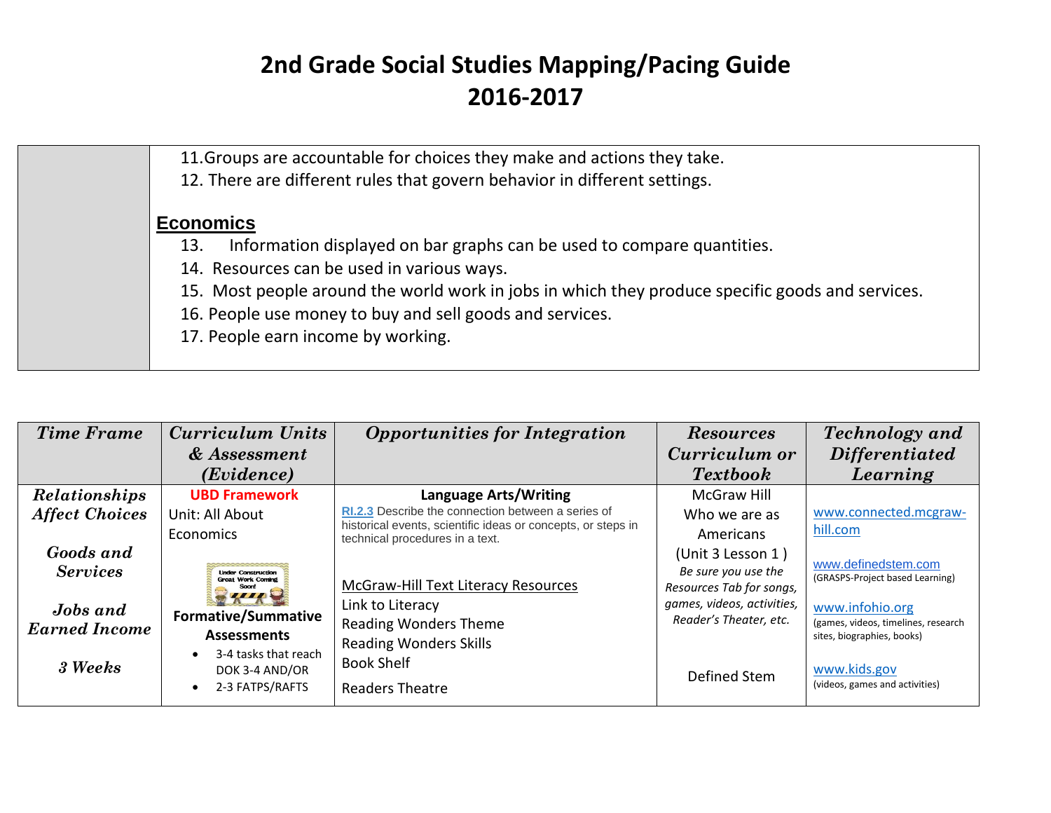# 2nd Grade Social Studies Mapping/Pacing Guide
# 2016-2017

| | |
|---|---|
| | 11.Groups are accountable for choices they make and actions they take.<br>12. There are different rules that govern behavior in different settings.<br><br>**Economics**<br>13. Information displayed on bar graphs can be used to compare quantities.<br>14. Resources can be used in various ways.<br>15. Most people around the world work in jobs in which they produce specific goods and services.<br>16. People use money to buy and sell goods and services.<br>17. People earn income by working. |

| *Time Frame* | *Curriculum Units & Assessment (Evidence)* | *Opportunities for Integration* | *Resources Curriculum or Textbook* | *Technology and Differentiated Learning* |
|---|---|---|---|---|
| ***Relationships Affect Choices***<br><br>***Goods and Services***<br><br>***Jobs and Earned Income***<br><br>***3 Weeks*** | **UBD Framework**<br>Unit: All About Economics<br><br>Under Construction Great Work Coming Soon!<br><br>**Formative/Summative Assessments**<br>• 3-4 tasks that reach DOK 3-4 AND/OR<br>• 2-3 FATPS/RAFTS | **Language Arts/Writing**<br>RI.2.3 Describe the connection between a series of historical events, scientific ideas or concepts, or steps in technical procedures in a text.<br><br>McGraw-Hill Text Literacy Resources<br>Link to Literacy<br>Reading Wonders Theme<br>Reading Wonders Skills<br>Book Shelf<br>Readers Theatre | McGraw Hill<br>Who we are as Americans<br>(Unit 3 Lesson 1 )<br>*Be sure you use the Resources Tab for songs, games, videos, activities, Reader's Theater, etc.*<br><br>Defined Stem | www.connected.mcgraw-hill.com<br><br>www.definedstem.com<br>(GRASPS-Project based Learning)<br><br>www.infohio.org<br>(games, videos, timelines, research sites, biographies, books)<br><br>www.kids.gov<br>(videos, games and activities) |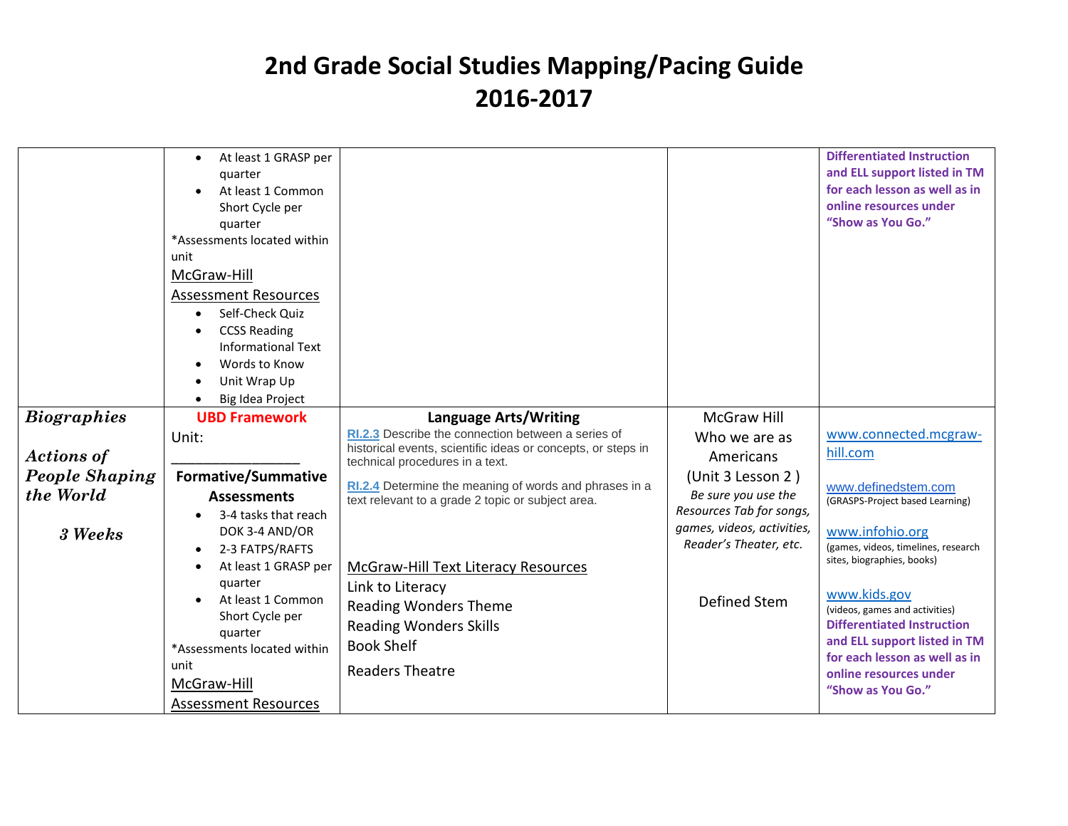# 2nd Grade Social Studies Mapping/Pacing Guide 2016-2017

| | | | | |
|---|---|---|---|---|
| | • At least 1 GRASP per quarter<br>• At least 1 Common Short Cycle per quarter<br>*Assessments located within unit<br>McGraw-Hill Assessment Resources<br>• Self-Check Quiz<br>• CCSS Reading Informational Text<br>• Words to Know<br>• Unit Wrap Up<br>• Big Idea Project | | | **Differentiated Instruction and ELL support listed in TM for each lesson as well as in online resources under "Show as You Go."** |
| ***Biographies***<br><br>***Actions of People Shaping the World***<br><br>***3 Weeks*** | **UBD Framework**<br>Unit: _______________<br>**Formative/Summative Assessments**<br>• 3-4 tasks that reach DOK 3-4 AND/OR<br>• 2-3 FATPS/RAFTS<br>• At least 1 GRASP per quarter<br>• At least 1 Common Short Cycle per quarter<br>*Assessments located within unit<br>McGraw-Hill Assessment Resources | **Language Arts/Writing**<br>RI.2.3 Describe the connection between a series of historical events, scientific ideas or concepts, or steps in technical procedures in a text.<br>RI.2.4 Determine the meaning of words and phrases in a text relevant to a grade 2 topic or subject area.<br><br>McGraw-Hill Text Literacy Resources<br>Link to Literacy<br>Reading Wonders Theme<br>Reading Wonders Skills<br>Book Shelf<br>Readers Theatre | McGraw Hill<br>Who we are as Americans<br>(Unit 3 Lesson 2 )<br>*Be sure you use the Resources Tab for songs, games, videos, activities, Reader's Theater, etc.*<br><br>Defined Stem | www.connected.mcgraw-hill.com<br><br>www.definedstem.com<br>(GRASPS-Project based Learning)<br><br>www.infohio.org<br>(games, videos, timelines, research sites, biographies, books)<br><br>www.kids.gov<br>(videos, games and activities)<br>**Differentiated Instruction and ELL support listed in TM for each lesson as well as in online resources under "Show as You Go."** |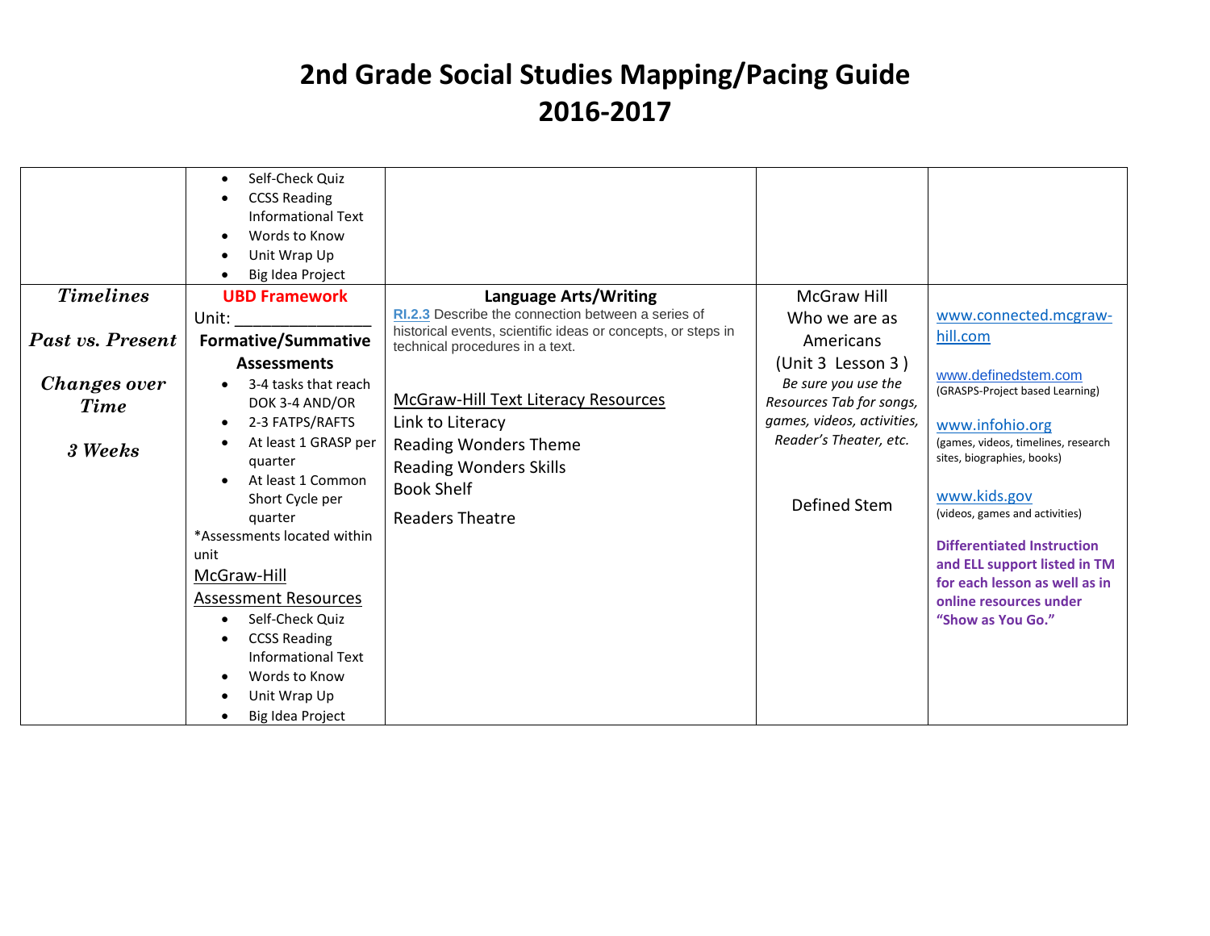# 2nd Grade Social Studies Mapping/Pacing Guide
# 2016-2017

| | | | | |
|---|---|---|---|---|
| | • Self-Check Quiz<br>• CCSS Reading Informational Text<br>• Words to Know<br>• Unit Wrap Up<br>• Big Idea Project | | | |
| ***Timelines***<br><br>***Past vs. Present***<br><br>***Changes over Time***<br><br>***3 Weeks*** | **UBD Framework**<br>Unit: _______________<br>**Formative/Summative Assessments**<br>• 3-4 tasks that reach DOK 3-4 AND/OR<br>• 2-3 FATPS/RAFTS<br>• At least 1 GRASP per quarter<br>• At least 1 Common Short Cycle per quarter<br>*Assessments located within unit<br>McGraw-Hill Assessment Resources<br>• Self-Check Quiz<br>• CCSS Reading Informational Text<br>• Words to Know<br>• Unit Wrap Up<br>• Big Idea Project | **Language Arts/Writing**<br>**RI.2.3** Describe the connection between a series of historical events, scientific ideas or concepts, or steps in technical procedures in a text.<br><br>McGraw-Hill Text Literacy Resources<br>Link to Literacy<br>Reading Wonders Theme<br>Reading Wonders Skills<br>Book Shelf<br>Readers Theatre | McGraw Hill<br>Who we are as Americans<br>(Unit 3 Lesson 3 )<br>*Be sure you use the Resources Tab for songs, games, videos, activities, Reader's Theater, etc.*<br><br>Defined Stem | www.connected.mcgraw-hill.com<br><br>www.definedstem.com<br>(GRASPS-Project based Learning)<br><br>www.infohio.org<br>(games, videos, timelines, research sites, biographies, books)<br><br>www.kids.gov<br>(videos, games and activities)<br><br>**Differentiated Instruction and ELL support listed in TM for each lesson as well as in online resources under "Show as You Go."** |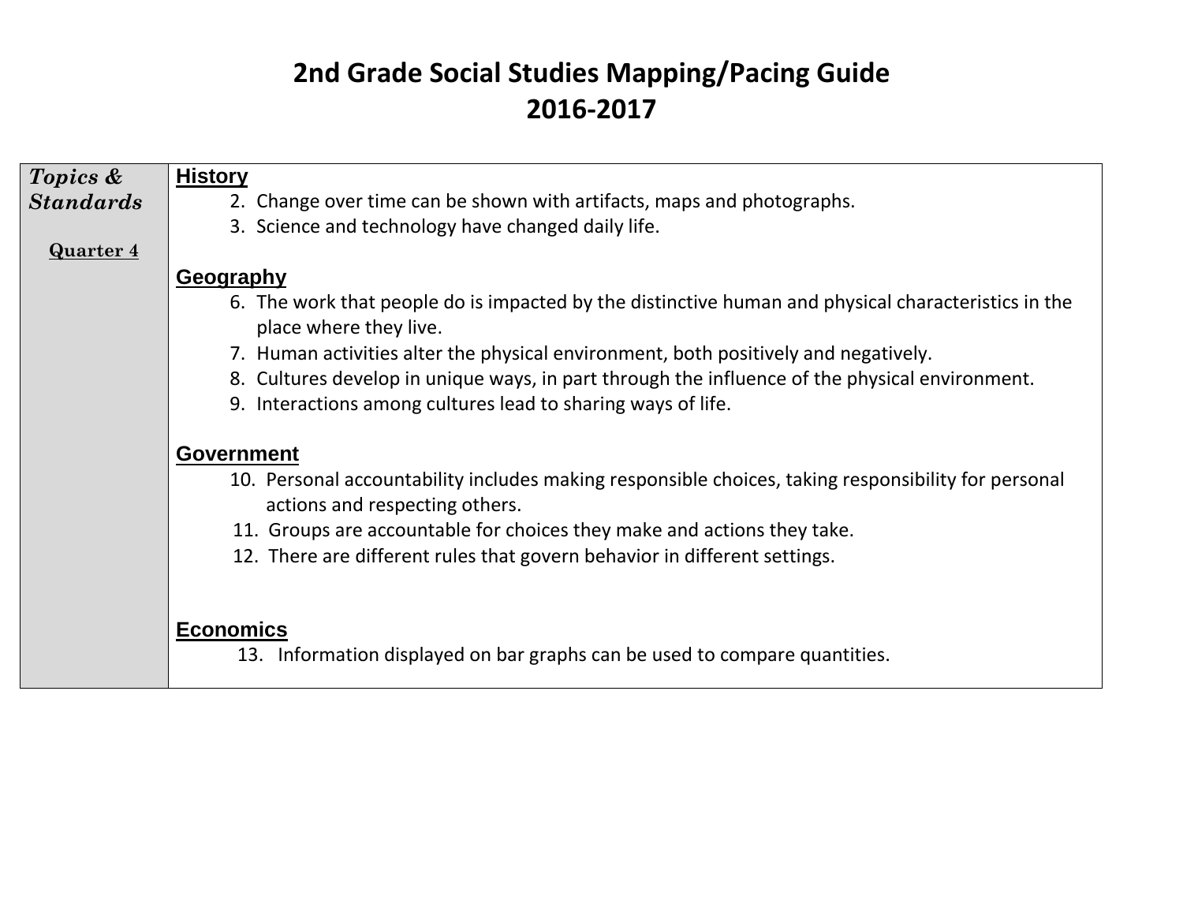# 2nd Grade Social Studies Mapping/Pacing Guide
# 2016-2017

| ***Topics & Standards*** <br><br> **Quarter 4** | **History** <br> 2. Change over time can be shown with artifacts, maps and photographs. <br> 3. Science and technology have changed daily life. <br><br> **Geography** <br> 6. The work that people do is impacted by the distinctive human and physical characteristics in the place where they live. <br> 7. Human activities alter the physical environment, both positively and negatively. <br> 8. Cultures develop in unique ways, in part through the influence of the physical environment. <br> 9. Interactions among cultures lead to sharing ways of life. <br><br> **Government** <br> 10. Personal accountability includes making responsible choices, taking responsibility for personal actions and respecting others. <br> 11. Groups are accountable for choices they make and actions they take. <br> 12. There are different rules that govern behavior in different settings. <br><br> **Economics** <br> 13. Information displayed on bar graphs can be used to compare quantities. |
|---|---|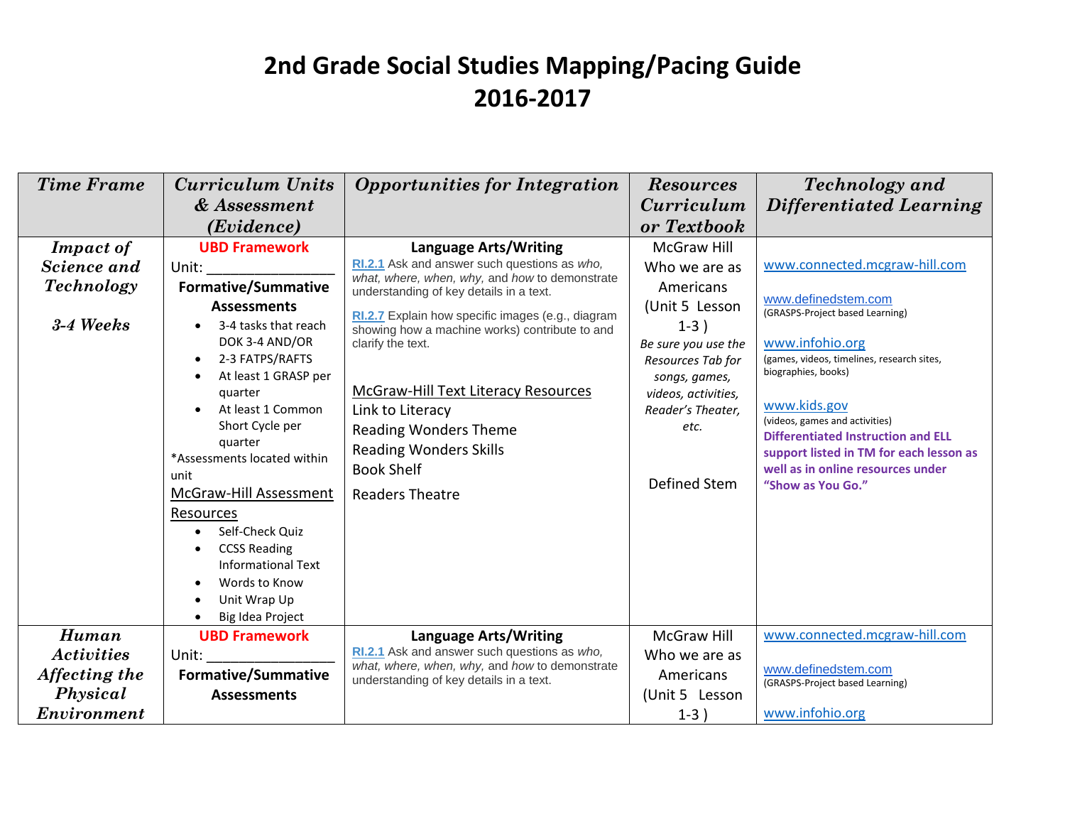# 2nd Grade Social Studies Mapping/Pacing Guide
# 2016-2017

| *Time Frame* | *Curriculum Units & Assessment (Evidence)* | *Opportunities for Integration* | *Resources Curriculum or Textbook* | *Technology and Differentiated Learning* |
|---|---|---|---|---|
| ***Impact of Science and Technology*** <br><br> ***3-4 Weeks*** | **UBD Framework** <br> Unit: _______________ <br> **Formative/Summative Assessments** <br> • 3-4 tasks that reach DOK 3-4 AND/OR <br> • 2-3 FATPS/RAFTS <br> • At least 1 GRASP per quarter <br> • At least 1 Common Short Cycle per quarter <br> *Assessments located within unit <br> McGraw-Hill Assessment Resources <br> • Self-Check Quiz <br> • CCSS Reading Informational Text <br> • Words to Know <br> • Unit Wrap Up <br> • Big Idea Project | **Language Arts/Writing** <br> RI.2.1 Ask and answer such questions as *who, what, where, when, why,* and *how* to demonstrate understanding of key details in a text. <br> RI.2.7 Explain how specific images (e.g., diagram showing how a machine works) contribute to and clarify the text. <br><br> McGraw-Hill Text Literacy Resources <br> Link to Literacy <br> Reading Wonders Theme <br> Reading Wonders Skills <br> Book Shelf <br> Readers Theatre | McGraw Hill Who we are as Americans (Unit 5 Lesson 1-3 ) <br> *Be sure you use the Resources Tab for songs, games, videos, activities, Reader's Theater, etc.* <br><br> Defined Stem | www.connected.mcgraw-hill.com <br><br> www.definedstem.com <br> (GRASPS-Project based Learning) <br><br> www.infohio.org <br> (games, videos, timelines, research sites, biographies, books) <br><br> www.kids.gov <br> (videos, games and activities) <br> **Differentiated Instruction and ELL support listed in TM for each lesson as well as in online resources under "Show as You Go."** |
| ***Human Activities Affecting the Physical Environment*** | **UBD Framework** <br> Unit: _______________ <br> **Formative/Summative Assessments** | **Language Arts/Writing** <br> RI.2.1 Ask and answer such questions as *who, what, where, when, why,* and *how* to demonstrate understanding of key details in a text. | McGraw Hill Who we are as Americans (Unit 5 Lesson 1-3 ) | www.connected.mcgraw-hill.com <br><br> www.definedstem.com <br> (GRASPS-Project based Learning) <br><br> www.infohio.org |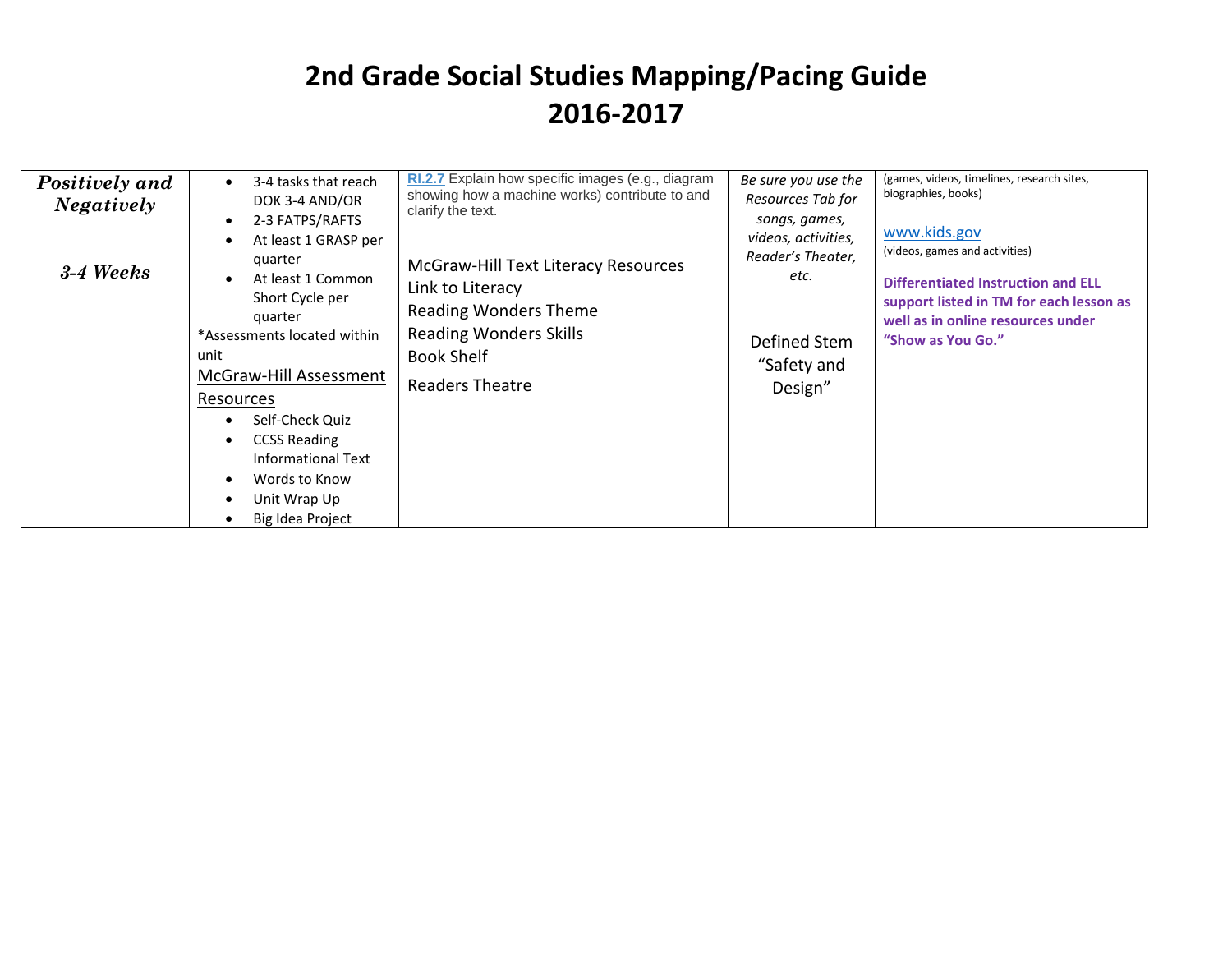# 2nd Grade Social Studies Mapping/Pacing Guide
# 2016-2017

| | | | | |
|---|---|---|---|---|
| ***Positively and Negatively***<br><br>***3-4 Weeks*** | • 3-4 tasks that reach DOK 3-4 AND/OR<br>• 2-3 FATPS/RAFTS<br>• At least 1 GRASP per quarter<br>• At least 1 Common Short Cycle per quarter<br>*Assessments located within unit<br>McGraw-Hill Assessment Resources<br>• Self-Check Quiz<br>• CCSS Reading Informational Text<br>• Words to Know<br>• Unit Wrap Up<br>• Big Idea Project | **RI.2.7** Explain how specific images (e.g., diagram showing how a machine works) contribute to and clarify the text.<br><br>McGraw-Hill Text Literacy Resources<br>Link to Literacy<br>Reading Wonders Theme<br>Reading Wonders Skills<br>Book Shelf<br>Readers Theatre | *Be sure you use the Resources Tab for songs, games, videos, activities, Reader's Theater, etc.*<br><br>Defined Stem "Safety and Design" | (games, videos, timelines, research sites, biographies, books)<br><br>www.kids.gov<br>(videos, games and activities)<br><br>**Differentiated Instruction and ELL support listed in TM for each lesson as well as in online resources under "Show as You Go."** |